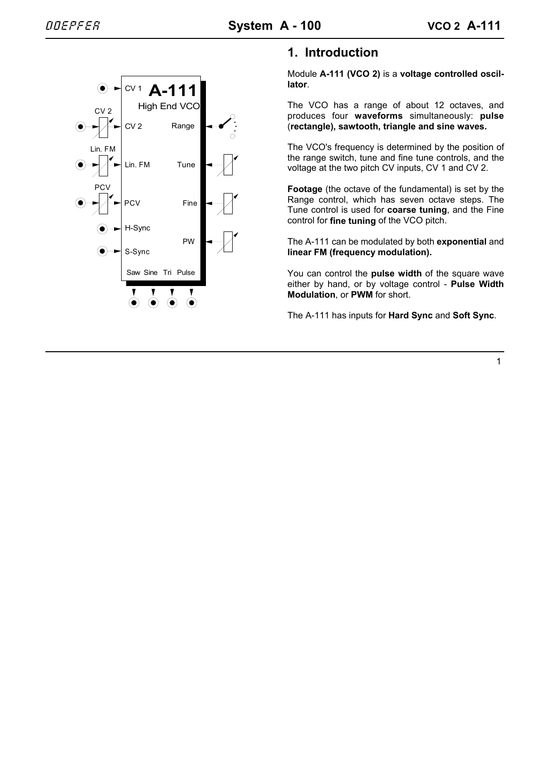# 1. Introduction

Module **A-111 (VCO 2)** is a **voltage controlled oscillator**.

The VCO has a range of about 12 octaves, and produces four **waveforms** simultaneously: **pulse** (**rectangle), sawtooth, triangle and sine waves.**

The VCO's frequency is determined by the position of the range switch, tune and fine tune controls, and the voltage at the two pitch CV inputs, CV 1 and CV 2.

**Footage** (the octave of the fundamental) is set by the Range control, which has seven octave steps. The Tune control is used for **coarse tuning**, and the Fine control for **fine tuning** of the VCO pitch.

The A-111 can be modulated by both **exponential** and **linear FM (frequency modulation).**

You can control the **pulse width** of the square wave either by hand, or by voltage control - **Pulse Width Modulation**, or **PWM** for short.

The A-111 has inputs for **Hard Sync** and **Soft Sync**.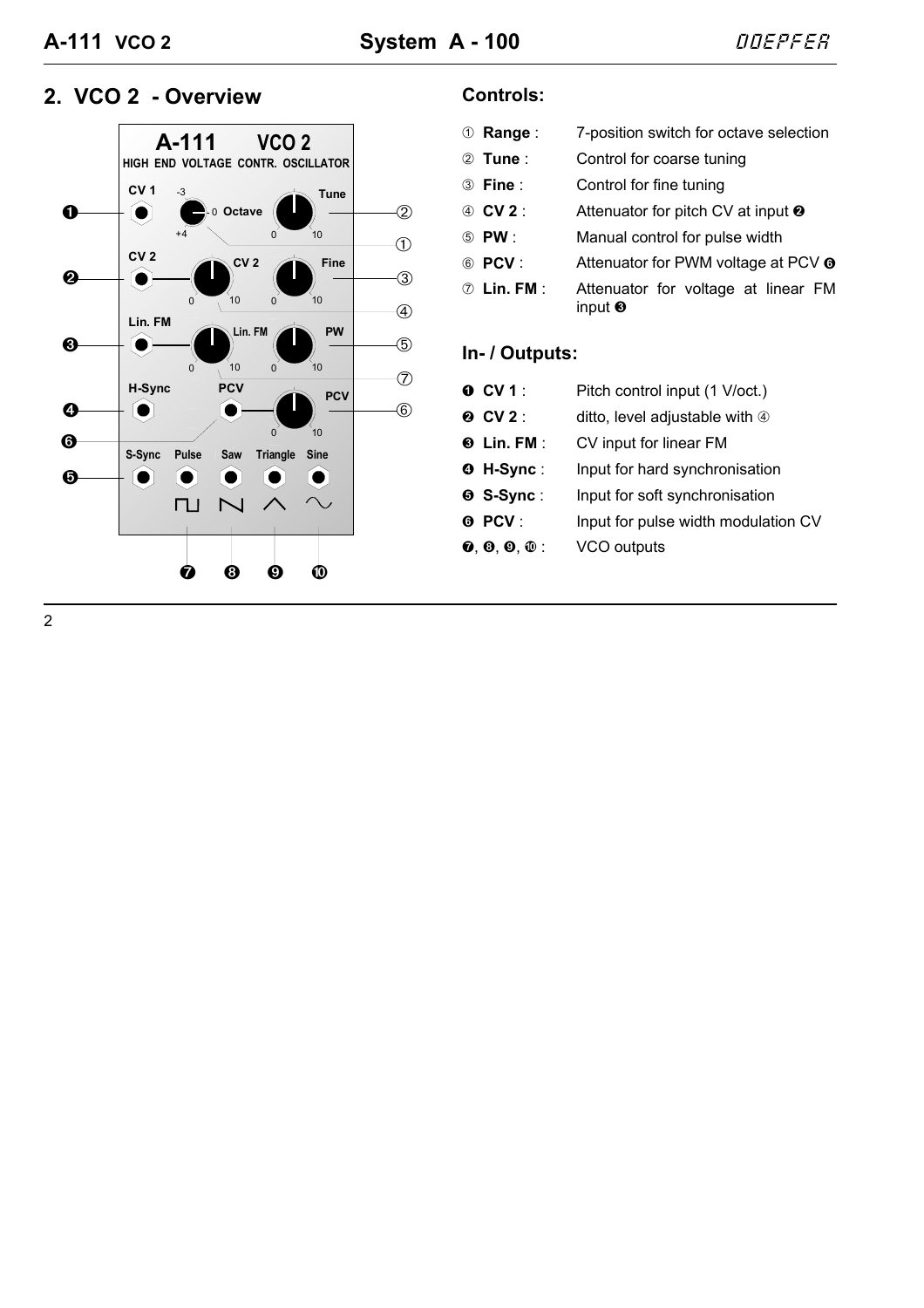## 2. VCO 2 - Overview

### Controls:

| | | |
|---|---|---|
| ① | **Range** : | 7-position switch for octave selection |
| ② | **Tune** : | Control for coarse tuning |
| ③ | **Fine** : | Control for fine tuning |
| ④ | **CV 2** : | Attenuator for pitch CV at input ❷ |
| ⑤ | **PW** : | Manual control for pulse width |
| ⑥ | **PCV** : | Attenuator for PWM voltage at PCV ❻ |
| ⑦ | **Lin. FM** : | Attenuator for voltage at linear FM input ❸ |

### In- / Outputs:

| | | |
|---|---|---|
| ❶ | **CV 1** : | Pitch control input (1 V/oct.) |
| ❷ | **CV 2** : | ditto, level adjustable with ④ |
| ❸ | **Lin. FM** : | CV input for linear FM |
| ❹ | **H-Sync** : | Input for hard synchronisation |
| ❺ | **S-Sync** : | Input for soft synchronisation |
| ❻ | **PCV** : | Input for pulse width modulation CV |
| ❼, ❽, ❾, ❿ | : | VCO outputs |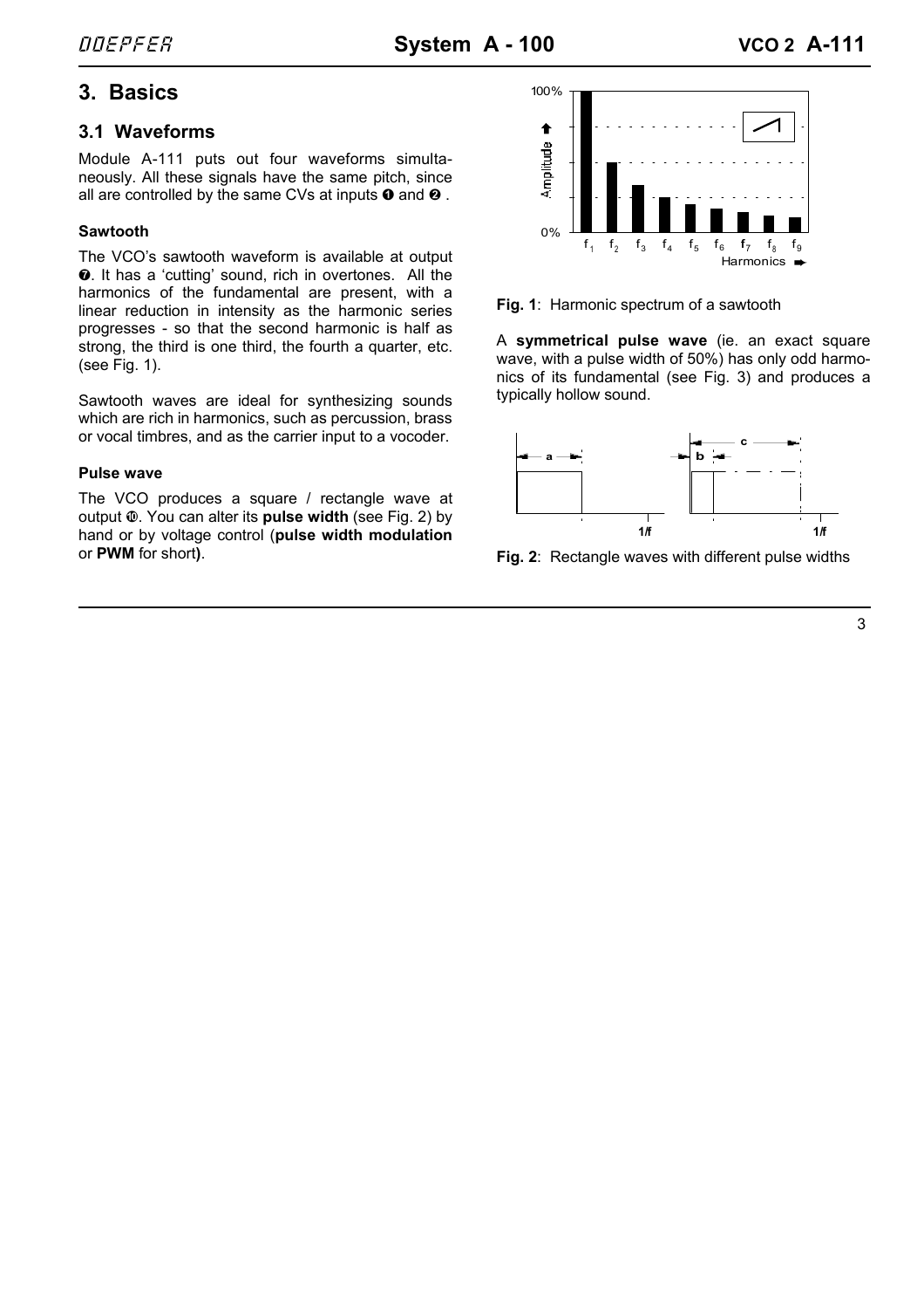# 3. Basics

## 3.1 Waveforms

Module A-111 puts out four waveforms simultaneously. All these signals have the same pitch, since all are controlled by the same CVs at inputs ❶ and ❷ .

### Sawtooth

The VCO's sawtooth waveform is available at output ❼. It has a 'cutting' sound, rich in overtones. All the harmonics of the fundamental are present, with a linear reduction in intensity as the harmonic series progresses - so that the second harmonic is half as strong, the third is one third, the fourth a quarter, etc. (see Fig. 1).

Sawtooth waves are ideal for synthesizing sounds which are rich in harmonics, such as percussion, brass or vocal timbres, and as the carrier input to a vocoder.

### Pulse wave

The VCO produces a square / rectangle wave at output ❿. You can alter its **pulse width** (see Fig. 2) by hand or by voltage control (**pulse width modulation** or **PWM** for short**)**.

**Fig. 1**: Harmonic spectrum of a sawtooth

A **symmetrical pulse wave** (ie. an exact square wave, with a pulse width of 50%) has only odd harmonics of its fundamental (see Fig. 3) and produces a typically hollow sound.

**Fig. 2**: Rectangle waves with different pulse widths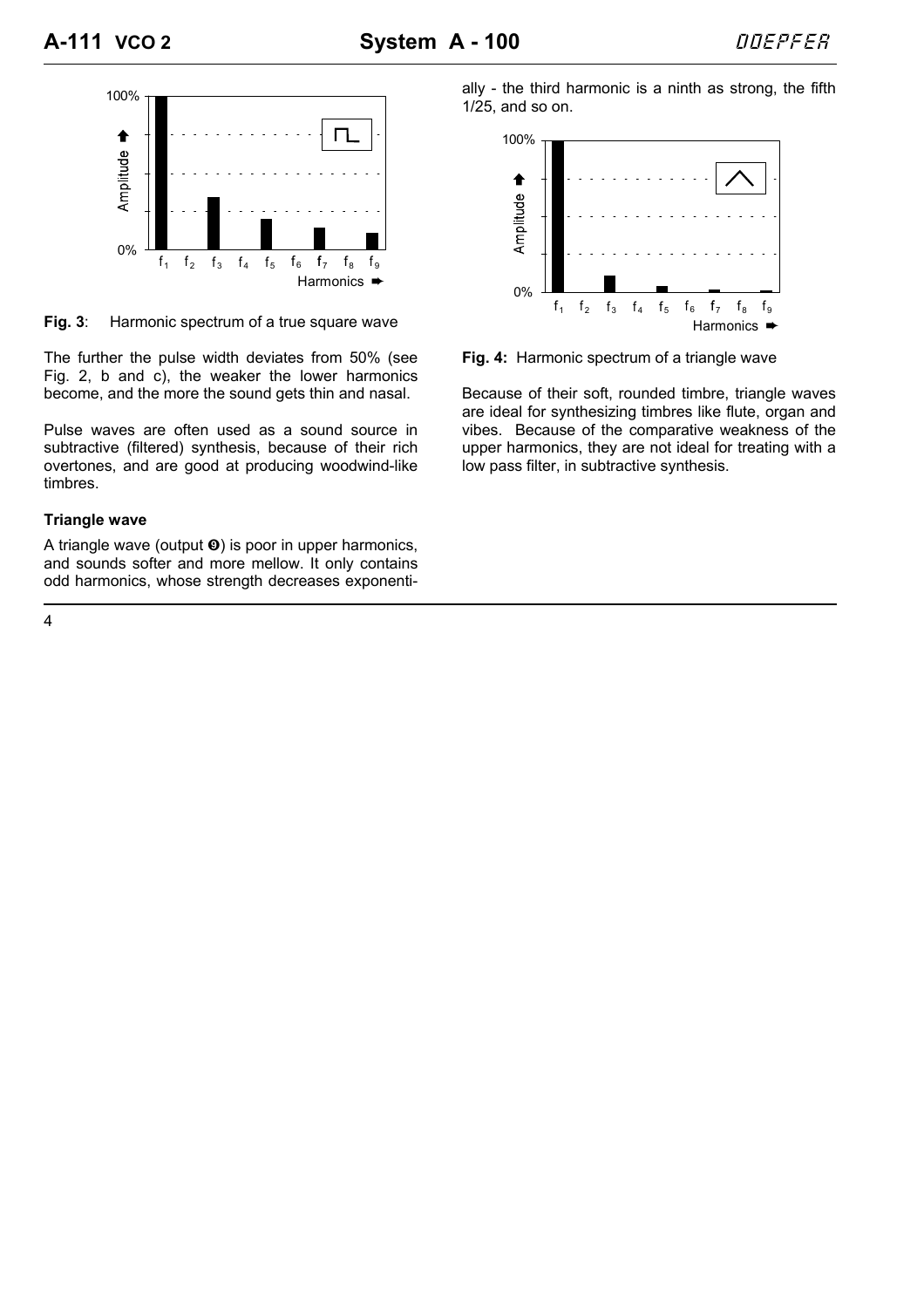**Fig. 3**: Harmonic spectrum of a true square wave

The further the pulse width deviates from 50% (see Fig. 2, b and c), the weaker the lower harmonics become, and the more the sound gets thin and nasal.

Pulse waves are often used as a sound source in subtractive (filtered) synthesis, because of their rich overtones, and are good at producing woodwind-like timbres.

### Triangle wave

A triangle wave (output ❾) is poor in upper harmonics, and sounds softer and more mellow. It only contains odd harmonics, whose strength decreases exponentially - the third harmonic is a ninth as strong, the fifth 1/25, and so on.

**Fig. 4:** Harmonic spectrum of a triangle wave

Because of their soft, rounded timbre, triangle waves are ideal for synthesizing timbres like flute, organ and vibes. Because of the comparative weakness of the upper harmonics, they are not ideal for treating with a low pass filter, in subtractive synthesis.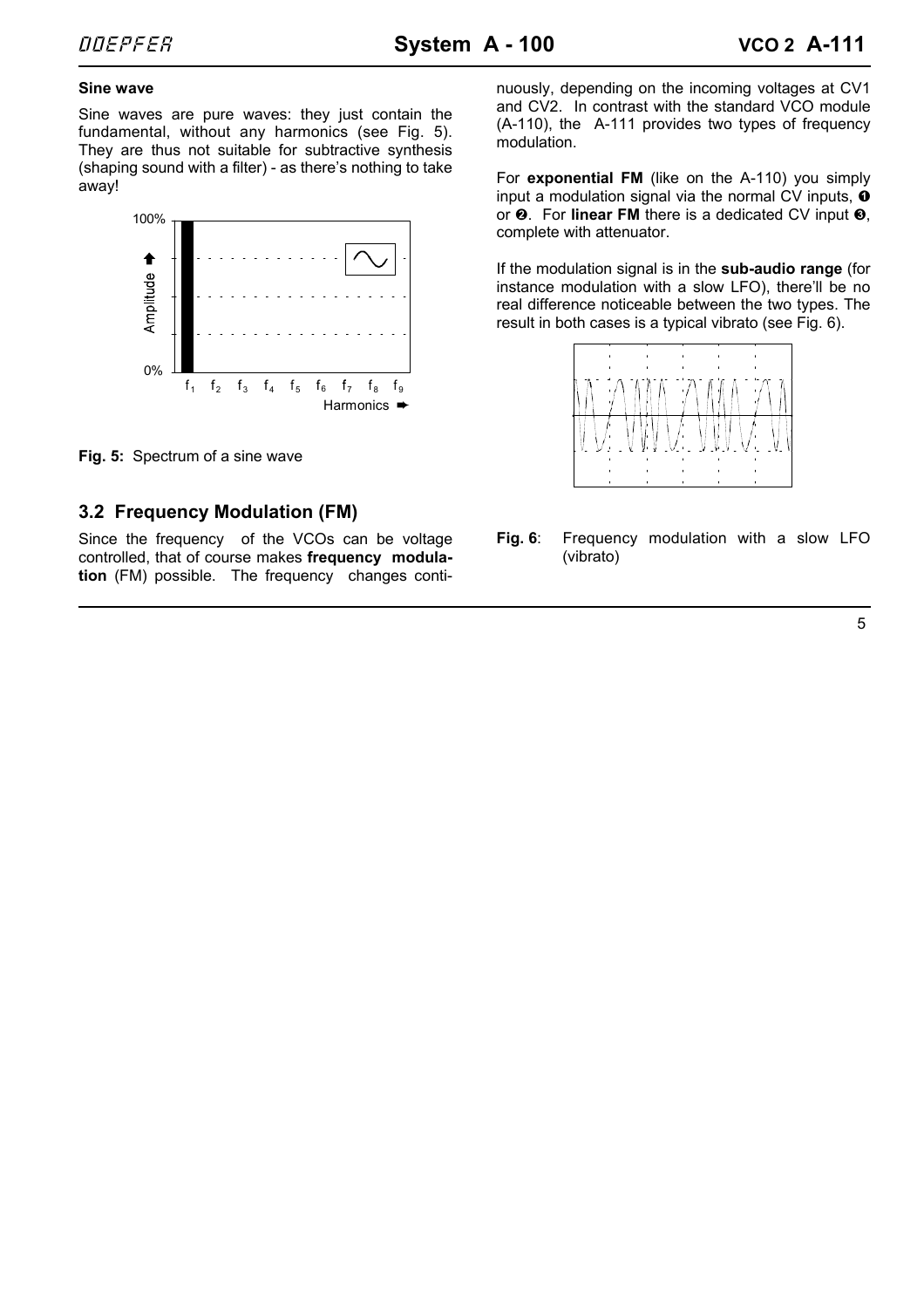#### Sine wave

Sine waves are pure waves: they just contain the fundamental, without any harmonics (see Fig. 5). They are thus not suitable for subtractive synthesis (shaping sound with a filter) - as there's nothing to take away!

**Fig. 5:** Spectrum of a sine wave

## 3.2 Frequency Modulation (FM)

Since the frequency of the VCOs can be voltage controlled, that of course makes **frequency modulation** (FM) possible. The frequency changes continuously, depending on the incoming voltages at CV1 and CV2. In contrast with the standard VCO module (A-110), the A-111 provides two types of frequency modulation.

For **exponential FM** (like on the A-110) you simply input a modulation signal via the normal CV inputs, ❶ or ❷. For **linear FM** there is a dedicated CV input ❸, complete with attenuator.

If the modulation signal is in the **sub-audio range** (for instance modulation with a slow LFO), there'll be no real difference noticeable between the two types. The result in both cases is a typical vibrato (see Fig. 6).

**Fig. 6**: Frequency modulation with a slow LFO (vibrato)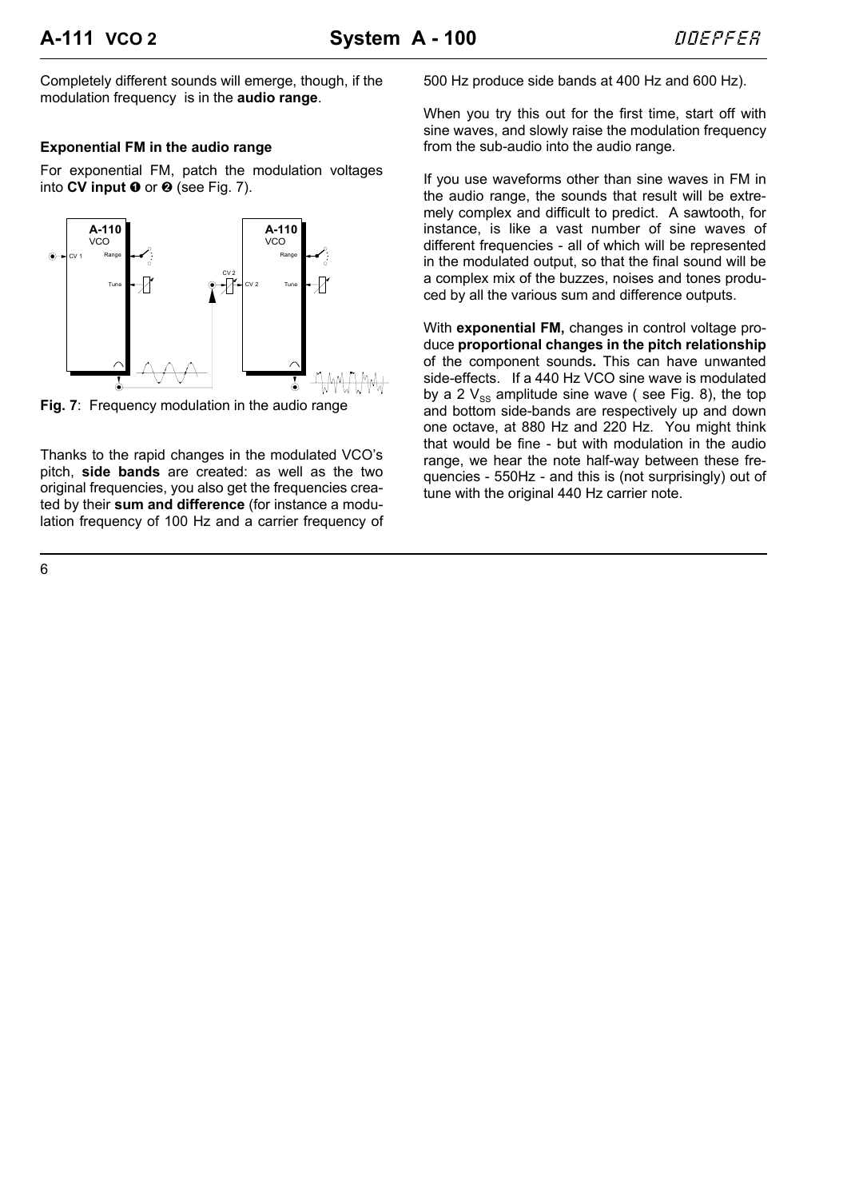Completely different sounds will emerge, though, if the modulation frequency is in the **audio range**.

### Exponential FM in the audio range

For exponential FM, patch the modulation voltages into **CV input ❶** or **❷** (see Fig. 7).

**Fig. 7**: Frequency modulation in the audio range

Thanks to the rapid changes in the modulated VCO's pitch, **side bands** are created: as well as the two original frequencies, you also get the frequencies created by their **sum and difference** (for instance a modulation frequency of 100 Hz and a carrier frequency of 500 Hz produce side bands at 400 Hz and 600 Hz).

When you try this out for the first time, start off with sine waves, and slowly raise the modulation frequency from the sub-audio into the audio range.

If you use waveforms other than sine waves in FM in the audio range, the sounds that result will be extremely complex and difficult to predict. A sawtooth, for instance, is like a vast number of sine waves of different frequencies - all of which will be represented in the modulated output, so that the final sound will be a complex mix of the buzzes, noises and tones produced by all the various sum and difference outputs.

With **exponential FM,** changes in control voltage produce **proportional changes in the pitch relationship** of the component sounds**.** This can have unwanted side-effects. If a 440 Hz VCO sine wave is modulated by a 2 $V_{SS}$ amplitude sine wave ( see Fig. 8), the top and bottom side-bands are respectively up and down one octave, at 880 Hz and 220 Hz. You might think that would be fine - but with modulation in the audio range, we hear the note half-way between these frequencies - 550Hz - and this is (not surprisingly) out of tune with the original 440 Hz carrier note.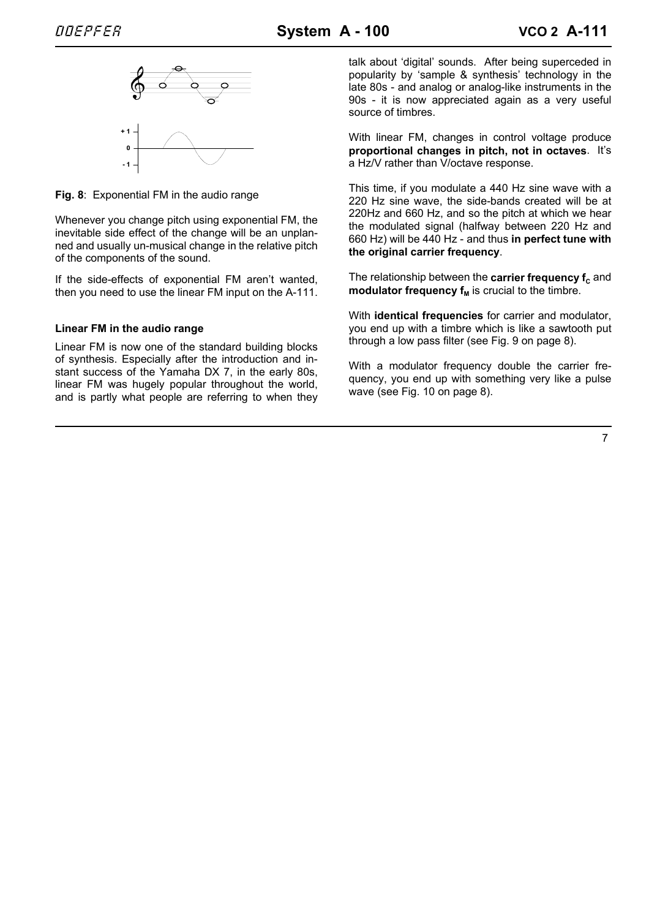**Fig. 8**: Exponential FM in the audio range

Whenever you change pitch using exponential FM, the inevitable side effect of the change will be an unplanned and usually un-musical change in the relative pitch of the components of the sound.

If the side-effects of exponential FM aren't wanted, then you need to use the linear FM input on the A-111.

#### Linear FM in the audio range

Linear FM is now one of the standard building blocks of synthesis. Especially after the introduction and instant success of the Yamaha DX 7, in the early 80s, linear FM was hugely popular throughout the world, and is partly what people are referring to when they talk about 'digital' sounds. After being superceded in popularity by 'sample & synthesis' technology in the late 80s - and analog or analog-like instruments in the 90s - it is now appreciated again as a very useful source of timbres.

With linear FM, changes in control voltage produce **proportional changes in pitch, not in octaves**. It's a Hz/V rather than V/octave response.

This time, if you modulate a 440 Hz sine wave with a 220 Hz sine wave, the side-bands created will be at 220Hz and 660 Hz, and so the pitch at which we hear the modulated signal (halfway between 220 Hz and 660 Hz) will be 440 Hz - and thus **in perfect tune with the original carrier frequency**.

The relationship between the **carrier frequency $f_C$** and **modulator frequency $f_M$** is crucial to the timbre.

With **identical frequencies** for carrier and modulator, you end up with a timbre which is like a sawtooth put through a low pass filter (see Fig. 9 on page 8).

With a modulator frequency double the carrier frequency, you end up with something very like a pulse wave (see Fig. 10 on page 8).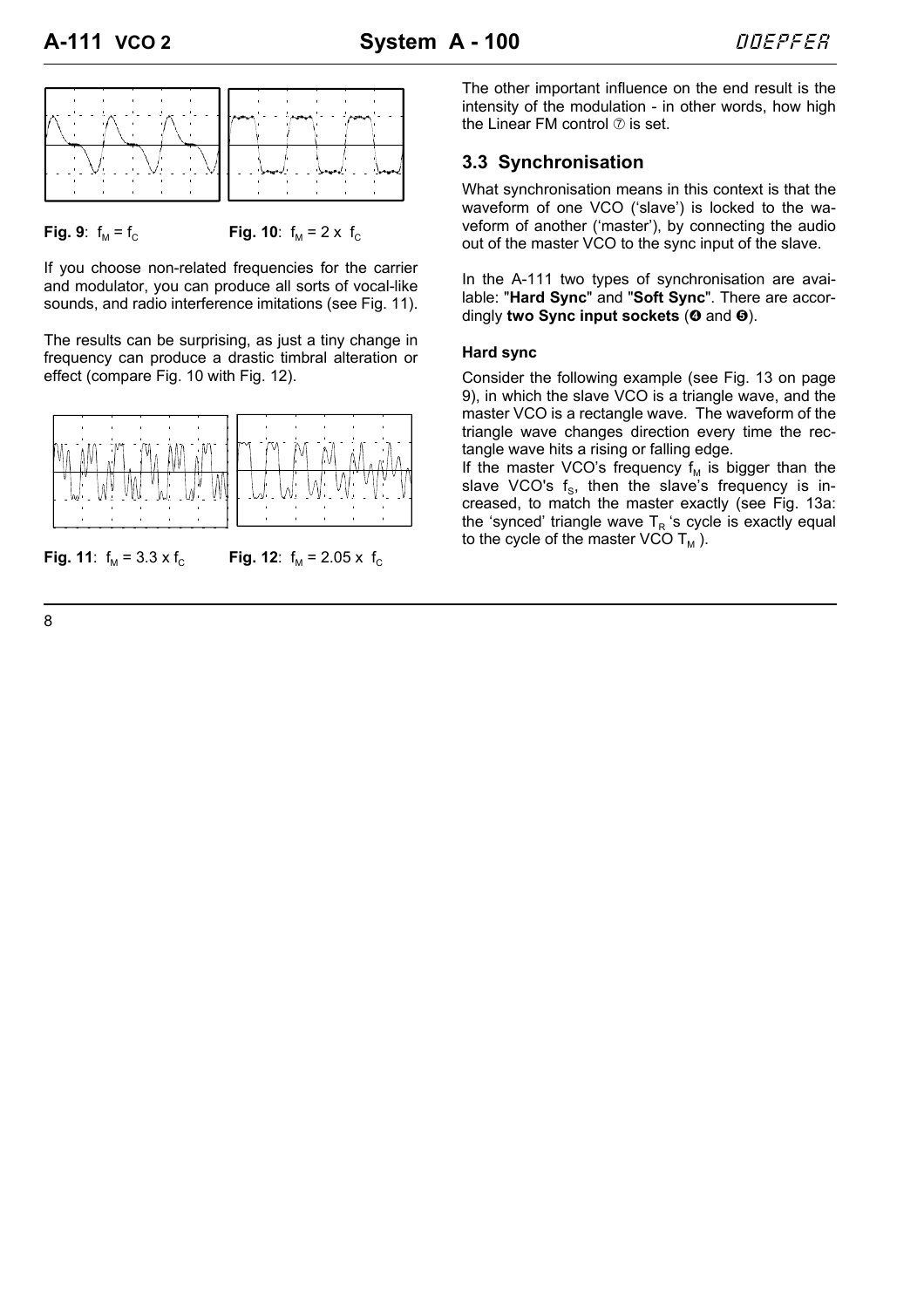**Fig. 9**: $f_M = f_C$ **Fig. 10**: $f_M = 2 \times f_C$

If you choose non-related frequencies for the carrier and modulator, you can produce all sorts of vocal-like sounds, and radio interference imitations (see Fig. 11).

The results can be surprising, as just a tiny change in frequency can produce a drastic timbral alteration or effect (compare Fig. 10 with Fig. 12).

**Fig. 11**: $f_M = 3.3 \times f_C$ **Fig. 12**: $f_M = 2.05 \times f_C$

The other important influence on the end result is the intensity of the modulation - in other words, how high the Linear FM control ⑦ is set.

## 3.3 Synchronisation

What synchronisation means in this context is that the waveform of one VCO ('slave') is locked to the waveform of another ('master'), by connecting the audio out of the master VCO to the sync input of the slave.

In the A-111 two types of synchronisation are available: "**Hard Sync**" and "**Soft Sync**". There are accordingly **two Sync input sockets** (❹ and ❺).

### Hard sync

Consider the following example (see Fig. 13 on page 9), in which the slave VCO is a triangle wave, and the master VCO is a rectangle wave. The waveform of the triangle wave changes direction every time the rectangle wave hits a rising or falling edge.

If the master VCO's frequency $f_M$ is bigger than the slave VCO's $f_S$, then the slave's frequency is increased, to match the master exactly (see Fig. 13a: the 'synced' triangle wave $T_R$ 's cycle is exactly equal to the cycle of the master VCO $T_M$ ).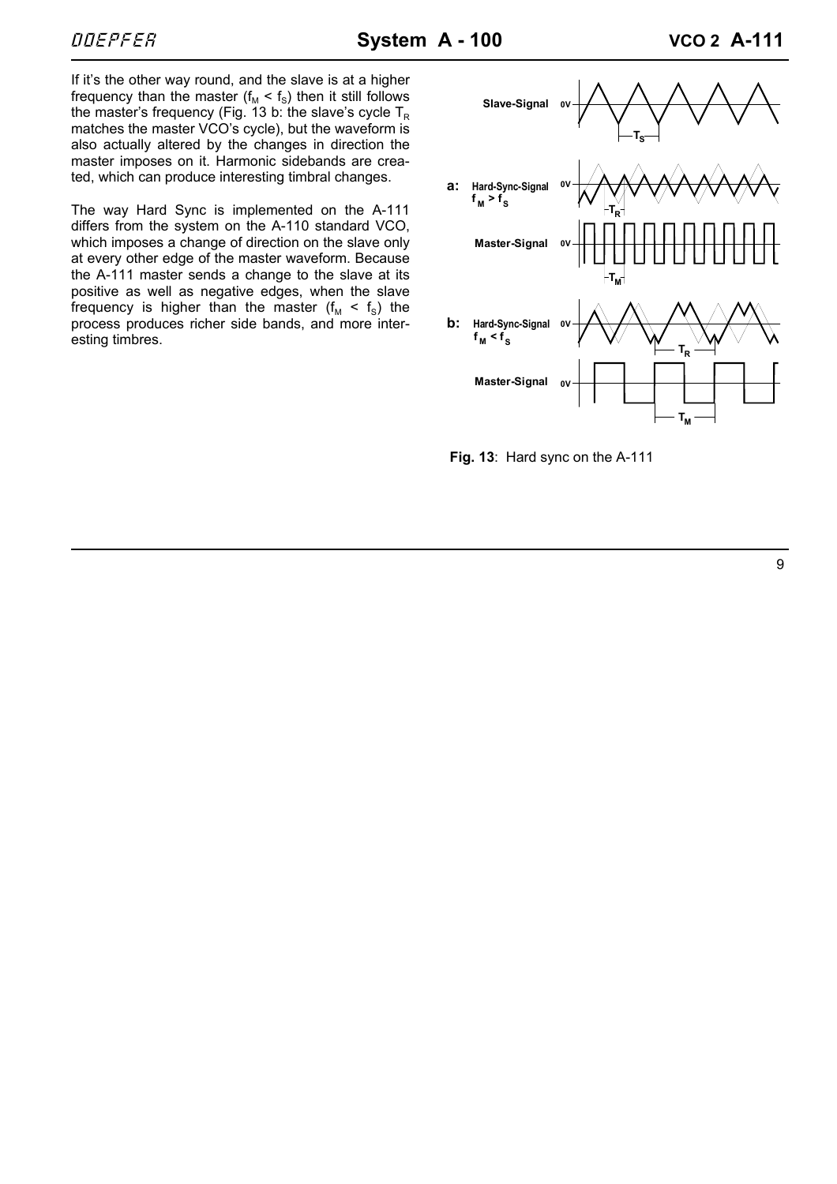If it's the other way round, and the slave is at a higher frequency than the master ($f_M < f_S$) then it still follows the master's frequency (Fig. 13 b: the slave's cycle $T_R$ matches the master VCO's cycle), but the waveform is also actually altered by the changes in direction the master imposes on it. Harmonic sidebands are created, which can produce interesting timbral changes.

The way Hard Sync is implemented on the A-111 differs from the system on the A-110 standard VCO, which imposes a change of direction on the slave only at every other edge of the master waveform. Because the A-111 master sends a change to the slave at its positive as well as negative edges, when the slave frequency is higher than the master ($f_M < f_S$) the process produces richer side bands, and more interesting timbres.

**Fig. 13**: Hard sync on the A-111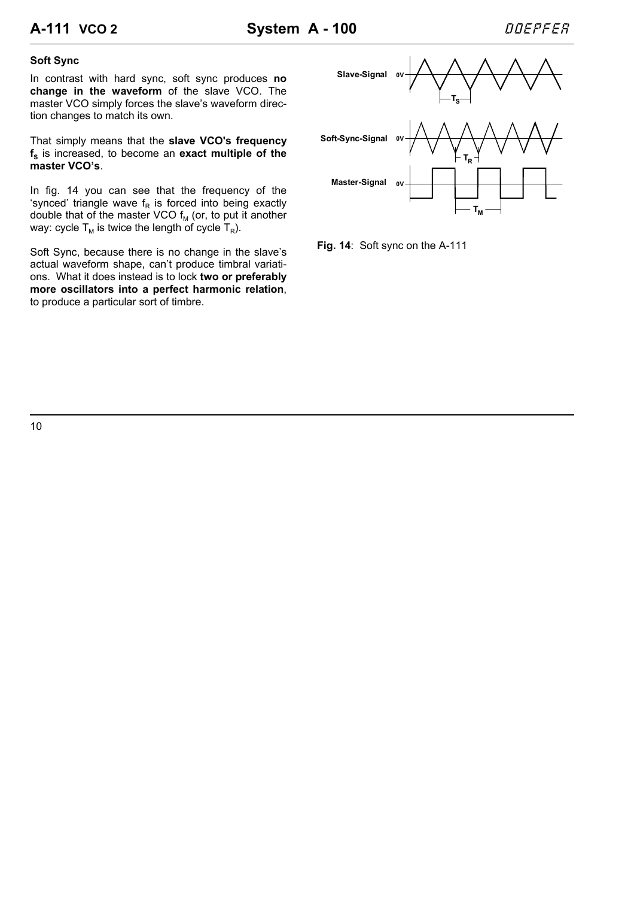## Soft Sync

In contrast with hard sync, soft sync produces **no change in the waveform** of the slave VCO. The master VCO simply forces the slave's waveform direction changes to match its own.

That simply means that the **slave VCO's frequency $f_S$** is increased, to become an **exact multiple of the master VCO's**.

In fig. 14 you can see that the frequency of the 'synced' triangle wave $f_R$ is forced into being exactly double that of the master VCO $f_M$ (or, to put it another way: cycle $T_M$ is twice the length of cycle $T_R$).

Soft Sync, because there is no change in the slave's actual waveform shape, can't produce timbral variations. What it does instead is to lock **two or preferably more oscillators into a perfect harmonic relation**, to produce a particular sort of timbre.

**Fig. 14**: Soft sync on the A-111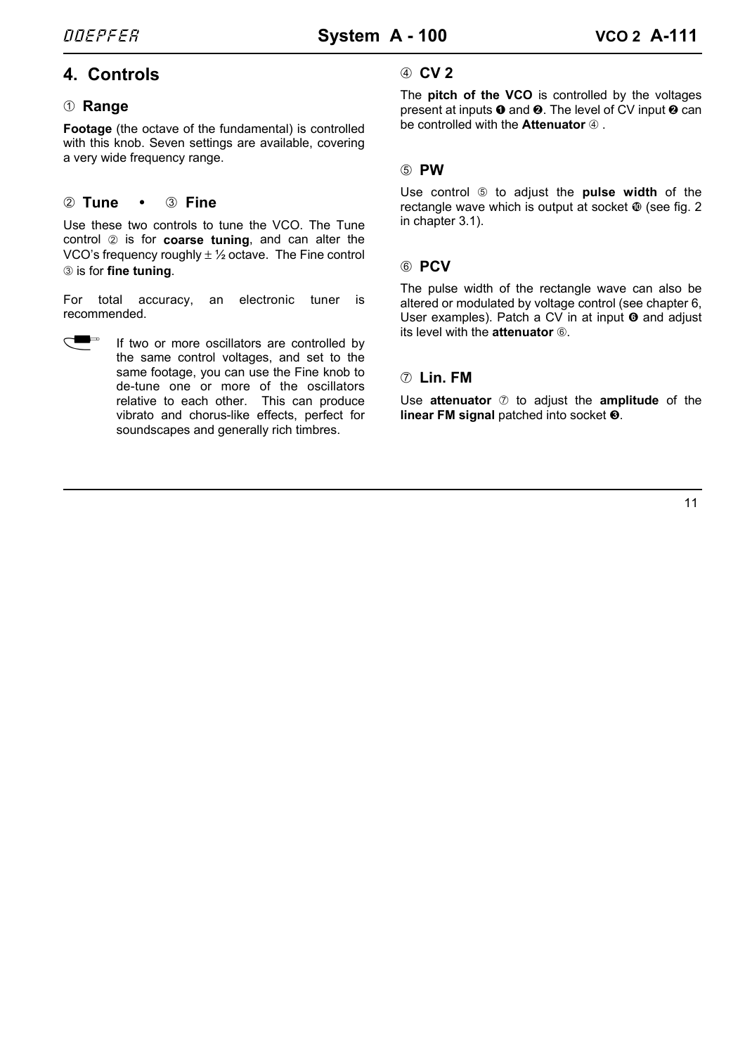## 4. Controls

### ① Range

**Footage** (the octave of the fundamental) is controlled with this knob. Seven settings are available, covering a very wide frequency range.

### ② Tune • ③ Fine

Use these two controls to tune the VCO. The Tune control ② is for **coarse tuning**, and can alter the VCO's frequency roughly ± ½ octave. The Fine control ③ is for **fine tuning**.

For total accuracy, an electronic tuner is recommended.

If two or more oscillators are controlled by the same control voltages, and set to the same footage, you can use the Fine knob to de-tune one or more of the oscillators relative to each other. This can produce vibrato and chorus-like effects, perfect for soundscapes and generally rich timbres.

### ④ CV 2

The **pitch of the VCO** is controlled by the voltages present at inputs ❶ and ❷. The level of CV input ❷ can be controlled with the **Attenuator** ④ .

### ⑤ PW

Use control ⑤ to adjust the **pulse width** of the rectangle wave which is output at socket ❿ (see fig. 2 in chapter 3.1).

### ⑥ PCV

The pulse width of the rectangle wave can also be altered or modulated by voltage control (see chapter 6, User examples). Patch a CV in at input ❻ and adjust its level with the **attenuator** ⑥.

### ⑦ Lin. FM

Use **attenuator** ⑦ to adjust the **amplitude** of the **linear FM signal** patched into socket ❸.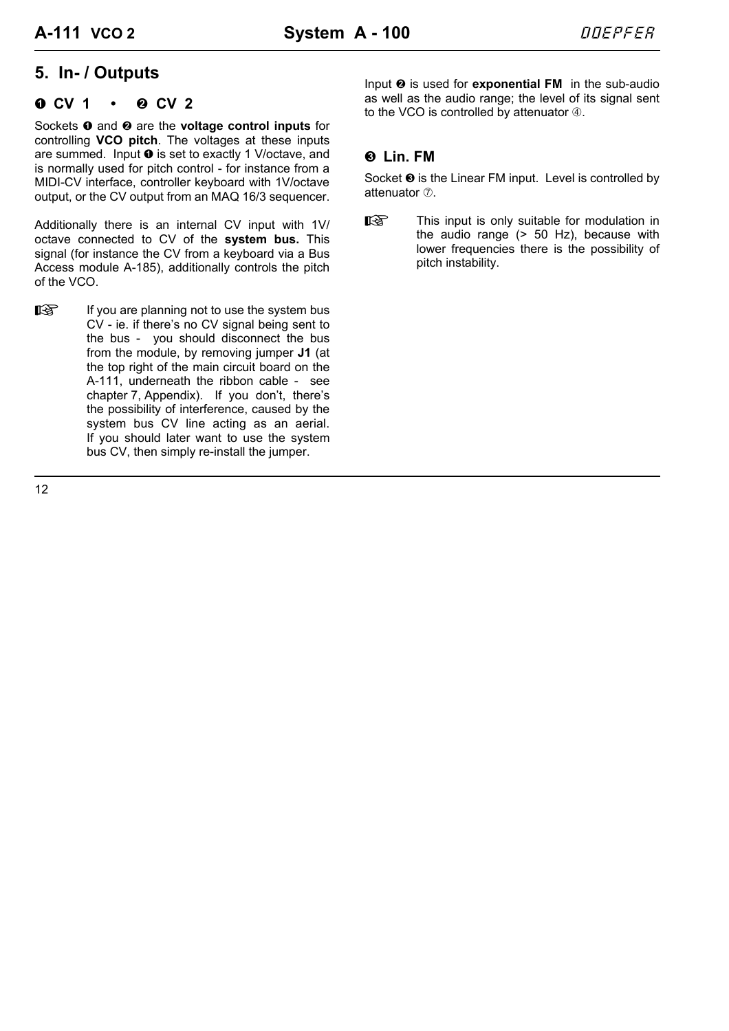## 5. In- / Outputs

### ❶ CV 1 • ❷ CV 2

Sockets ❶ and ❷ are the **voltage control inputs** for controlling **VCO pitch**. The voltages at these inputs are summed. Input ❶ is set to exactly 1 V/octave, and is normally used for pitch control - for instance from a MIDI-CV interface, controller keyboard with 1V/octave output, or the CV output from an MAQ 16/3 sequencer.

Additionally there is an internal CV input with 1V/octave connected to CV of the **system bus.** This signal (for instance the CV from a keyboard via a Bus Access module A-185), additionally controls the pitch of the VCO.

☞ If you are planning not to use the system bus CV - ie. if there's no CV signal being sent to the bus - you should disconnect the bus from the module, by removing jumper **J1** (at the top right of the main circuit board on the A-111, underneath the ribbon cable - see chapter 7, Appendix). If you don't, there's the possibility of interference, caused by the system bus CV line acting as an aerial. If you should later want to use the system bus CV, then simply re-install the jumper.

Input ❷ is used for **exponential FM** in the sub-audio as well as the audio range; the level of its signal sent to the VCO is controlled by attenuator ④.

### ❸ Lin. FM

Socket ❸ is the Linear FM input. Level is controlled by attenuator ⑦.

☞ This input is only suitable for modulation in the audio range (> 50 Hz), because with lower frequencies there is the possibility of pitch instability.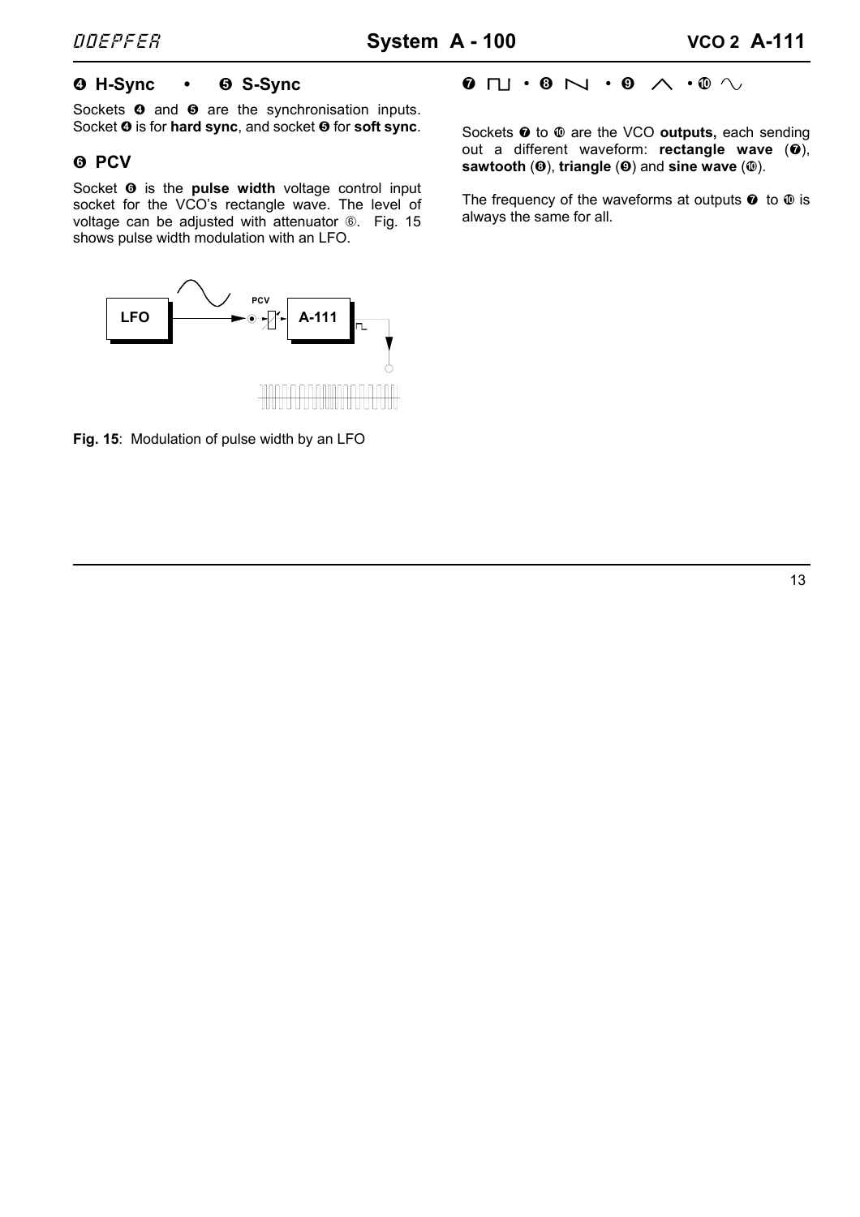## ❹ H-Sync • ❺ S-Sync

Sockets ❹ and ❺ are the synchronisation inputs. Socket ❹ is for **hard sync**, and socket ❺ for **soft sync**.

## ❻ PCV

Socket ❻ is the **pulse width** voltage control input socket for the VCO's rectangle wave. The level of voltage can be adjusted with attenuator ⑥. Fig. 15 shows pulse width modulation with an LFO.

**Fig. 15**: Modulation of pulse width by an LFO

## ❼ ⊓⊔ • ❽ ⋈ • ❾ ⋀ • ❿ ∿

Sockets ❼ to ❿ are the VCO **outputs,** each sending out a different waveform: **rectangle wave** (❼), **sawtooth** (❽), **triangle** (❾) and **sine wave** (❿).

The frequency of the waveforms at outputs ❼ to ❿ is always the same for all.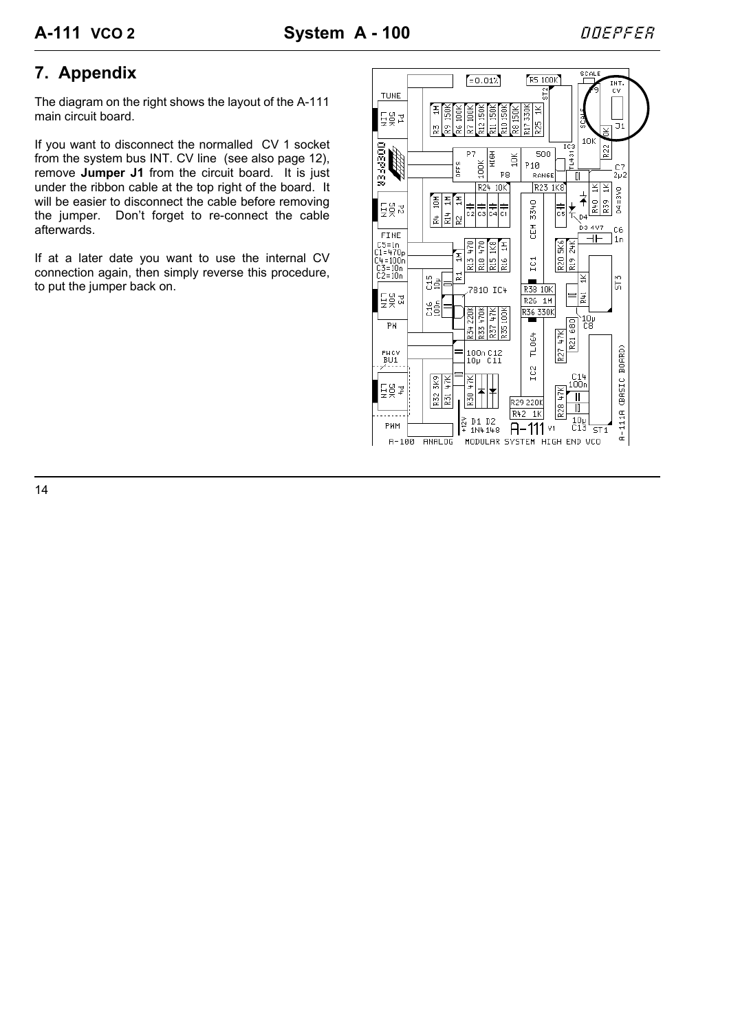## 7. Appendix

The diagram on the right shows the layout of the A-111 main circuit board.

If you want to disconnect the normalled CV 1 socket from the system bus INT. CV line (see also page 12), remove **Jumper J1** from the circuit board. It is just under the ribbon cable at the top right of the board. It will be easier to disconnect the cable before removing the jumper. Don't forget to re-connect the cable afterwards.

If at a later date you want to use the internal CV connection again, then simply reverse this procedure, to put the jumper back on.